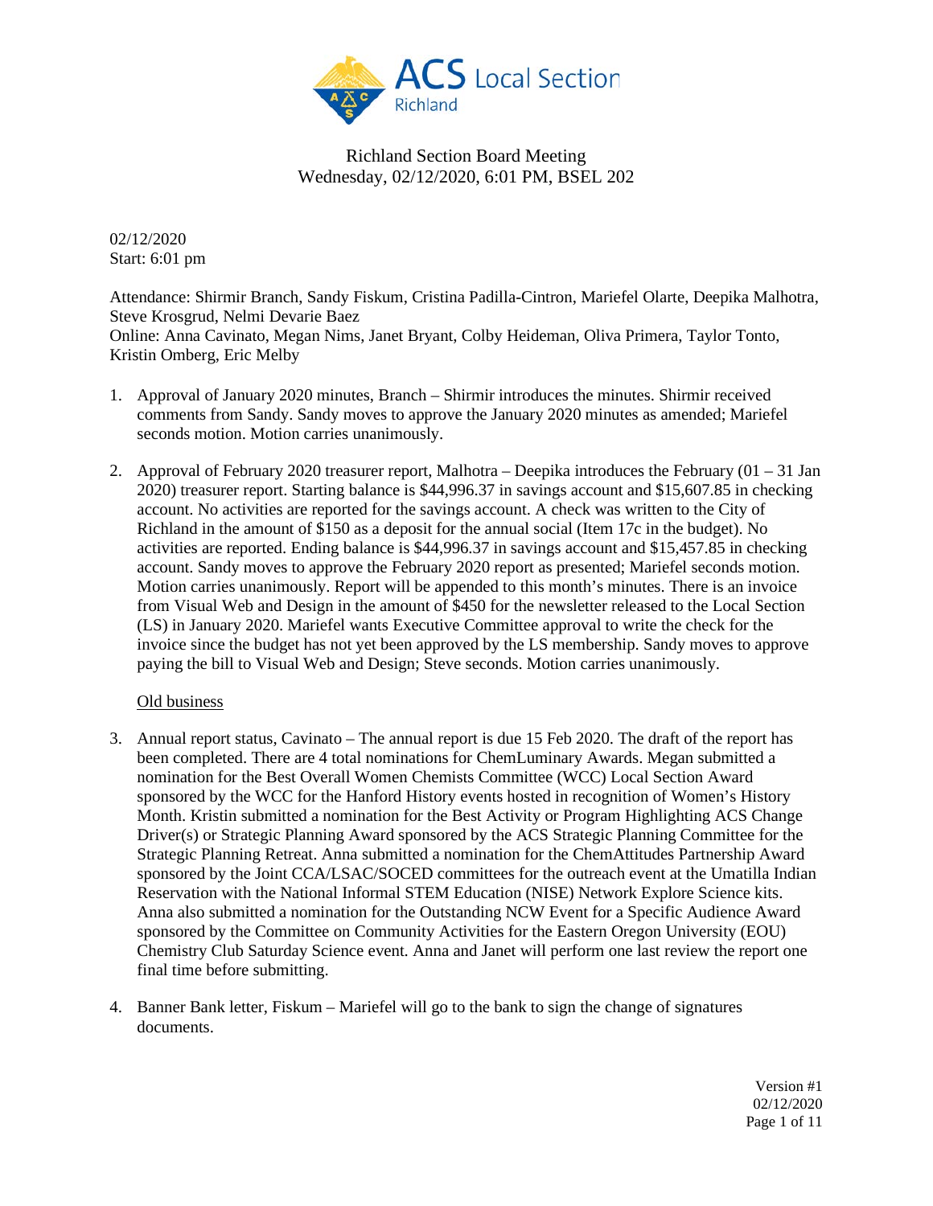ACS Local Section Richland

# Richland Section Board Meeting
Wednesday, 02/12/2020, 6:01 PM, BSEL 202

02/12/2020
Start: 6:01 pm

Attendance: Shirmir Branch, Sandy Fiskum, Cristina Padilla-Cintron, Mariefel Olarte, Deepika Malhotra, Steve Krosgrud, Nelmi Devarie Baez
Online: Anna Cavinato, Megan Nims, Janet Bryant, Colby Heideman, Oliva Primera, Taylor Tonto, Kristin Omberg, Eric Melby

1. Approval of January 2020 minutes, Branch – Shirmir introduces the minutes. Shirmir received comments from Sandy. Sandy moves to approve the January 2020 minutes as amended; Mariefel seconds motion. Motion carries unanimously.

2. Approval of February 2020 treasurer report, Malhotra – Deepika introduces the February (01 – 31 Jan 2020) treasurer report. Starting balance is $44,996.37 in savings account and $15,607.85 in checking account. No activities are reported for the savings account. A check was written to the City of Richland in the amount of $150 as a deposit for the annual social (Item 17c in the budget). No activities are reported. Ending balance is $44,996.37 in savings account and $15,457.85 in checking account. Sandy moves to approve the February 2020 report as presented; Mariefel seconds motion. Motion carries unanimously. Report will be appended to this month's minutes. There is an invoice from Visual Web and Design in the amount of $450 for the newsletter released to the Local Section (LS) in January 2020. Mariefel wants Executive Committee approval to write the check for the invoice since the budget has not yet been approved by the LS membership. Sandy moves to approve paying the bill to Visual Web and Design; Steve seconds. Motion carries unanimously.

<u>Old business</u>

3. Annual report status, Cavinato – The annual report is due 15 Feb 2020. The draft of the report has been completed. There are 4 total nominations for ChemLuminary Awards. Megan submitted a nomination for the Best Overall Women Chemists Committee (WCC) Local Section Award sponsored by the WCC for the Hanford History events hosted in recognition of Women's History Month. Kristin submitted a nomination for the Best Activity or Program Highlighting ACS Change Driver(s) or Strategic Planning Award sponsored by the ACS Strategic Planning Committee for the Strategic Planning Retreat. Anna submitted a nomination for the ChemAttitudes Partnership Award sponsored by the Joint CCA/LSAC/SOCED committees for the outreach event at the Umatilla Indian Reservation with the National Informal STEM Education (NISE) Network Explore Science kits. Anna also submitted a nomination for the Outstanding NCW Event for a Specific Audience Award sponsored by the Committee on Community Activities for the Eastern Oregon University (EOU) Chemistry Club Saturday Science event. Anna and Janet will perform one last review the report one final time before submitting.

4. Banner Bank letter, Fiskum – Mariefel will go to the bank to sign the change of signatures documents.

Version #1
02/12/2020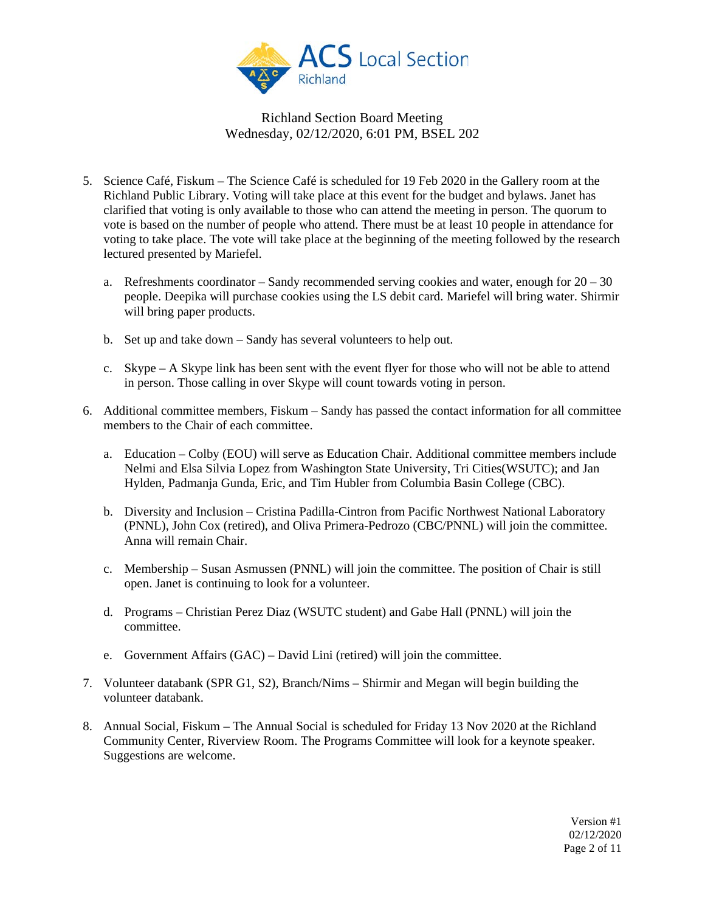Richland Section Board Meeting
Wednesday, 02/12/2020, 6:01 PM, BSEL 202

5. Science Café, Fiskum – The Science Café is scheduled for 19 Feb 2020 in the Gallery room at the Richland Public Library. Voting will take place at this event for the budget and bylaws. Janet has clarified that voting is only available to those who can attend the meeting in person. The quorum to vote is based on the number of people who attend. There must be at least 10 people in attendance for voting to take place. The vote will take place at the beginning of the meeting followed by the research lectured presented by Mariefel.

   a. Refreshments coordinator – Sandy recommended serving cookies and water, enough for 20 – 30 people. Deepika will purchase cookies using the LS debit card. Mariefel will bring water. Shirmir will bring paper products.

   b. Set up and take down – Sandy has several volunteers to help out.

   c. Skype – A Skype link has been sent with the event flyer for those who will not be able to attend in person. Those calling in over Skype will count towards voting in person.

6. Additional committee members, Fiskum – Sandy has passed the contact information for all committee members to the Chair of each committee.

   a. Education – Colby (EOU) will serve as Education Chair. Additional committee members include Nelmi and Elsa Silvia Lopez from Washington State University, Tri Cities(WSUTC); and Jan Hylden, Padmanja Gunda, Eric, and Tim Hubler from Columbia Basin College (CBC).

   b. Diversity and Inclusion – Cristina Padilla-Cintron from Pacific Northwest National Laboratory (PNNL), John Cox (retired), and Oliva Primera-Pedrozo (CBC/PNNL) will join the committee. Anna will remain Chair.

   c. Membership – Susan Asmussen (PNNL) will join the committee. The position of Chair is still open. Janet is continuing to look for a volunteer.

   d. Programs – Christian Perez Diaz (WSUTC student) and Gabe Hall (PNNL) will join the committee.

   e. Government Affairs (GAC) – David Lini (retired) will join the committee.

7. Volunteer databank (SPR G1, S2), Branch/Nims – Shirmir and Megan will begin building the volunteer databank.

8. Annual Social, Fiskum – The Annual Social is scheduled for Friday 13 Nov 2020 at the Richland Community Center, Riverview Room. The Programs Committee will look for a keynote speaker. Suggestions are welcome.

Version #1
02/12/2020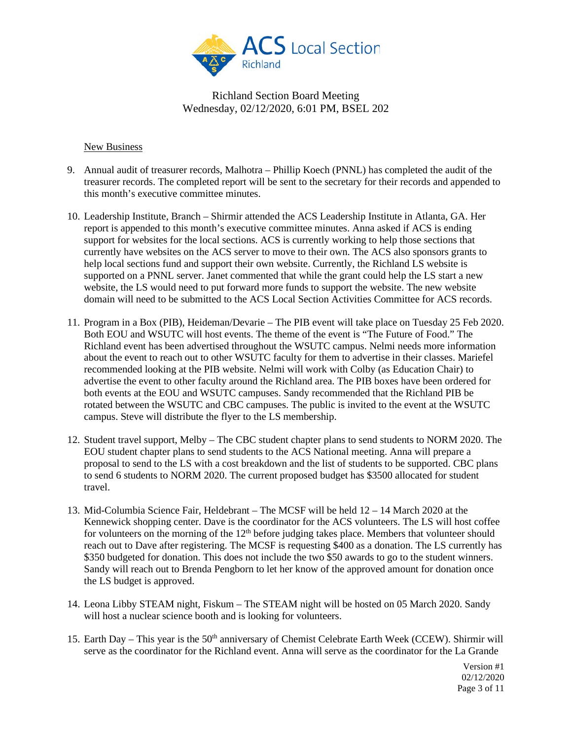Richland Section Board Meeting
Wednesday, 02/12/2020, 6:01 PM, BSEL 202

New Business

9. Annual audit of treasurer records, Malhotra – Phillip Koech (PNNL) has completed the audit of the treasurer records. The completed report will be sent to the secretary for their records and appended to this month's executive committee minutes.

10. Leadership Institute, Branch – Shirmir attended the ACS Leadership Institute in Atlanta, GA. Her report is appended to this month's executive committee minutes. Anna asked if ACS is ending support for websites for the local sections. ACS is currently working to help those sections that currently have websites on the ACS server to move to their own. The ACS also sponsors grants to help local sections fund and support their own website. Currently, the Richland LS website is supported on a PNNL server. Janet commented that while the grant could help the LS start a new website, the LS would need to put forward more funds to support the website. The new website domain will need to be submitted to the ACS Local Section Activities Committee for ACS records.

11. Program in a Box (PIB), Heideman/Devarie – The PIB event will take place on Tuesday 25 Feb 2020. Both EOU and WSUTC will host events. The theme of the event is "The Future of Food." The Richland event has been advertised throughout the WSUTC campus. Nelmi needs more information about the event to reach out to other WSUTC faculty for them to advertise in their classes. Mariefel recommended looking at the PIB website. Nelmi will work with Colby (as Education Chair) to advertise the event to other faculty around the Richland area. The PIB boxes have been ordered for both events at the EOU and WSUTC campuses. Sandy recommended that the Richland PIB be rotated between the WSUTC and CBC campuses. The public is invited to the event at the WSUTC campus. Steve will distribute the flyer to the LS membership.

12. Student travel support, Melby – The CBC student chapter plans to send students to NORM 2020. The EOU student chapter plans to send students to the ACS National meeting. Anna will prepare a proposal to send to the LS with a cost breakdown and the list of students to be supported. CBC plans to send 6 students to NORM 2020. The current proposed budget has $3500 allocated for student travel.

13. Mid-Columbia Science Fair, Heldebrant – The MCSF will be held 12 – 14 March 2020 at the Kennewick shopping center. Dave is the coordinator for the ACS volunteers. The LS will host coffee for volunteers on the morning of the 12th before judging takes place. Members that volunteer should reach out to Dave after registering. The MCSF is requesting $400 as a donation. The LS currently has $350 budgeted for donation. This does not include the two $50 awards to go to the student winners. Sandy will reach out to Brenda Pengborn to let her know of the approved amount for donation once the LS budget is approved.

14. Leona Libby STEAM night, Fiskum – The STEAM night will be hosted on 05 March 2020. Sandy will host a nuclear science booth and is looking for volunteers.

15. Earth Day – This year is the 50th anniversary of Chemist Celebrate Earth Week (CCEW). Shirmir will serve as the coordinator for the Richland event. Anna will serve as the coordinator for the La Grande

Version #1
02/12/2020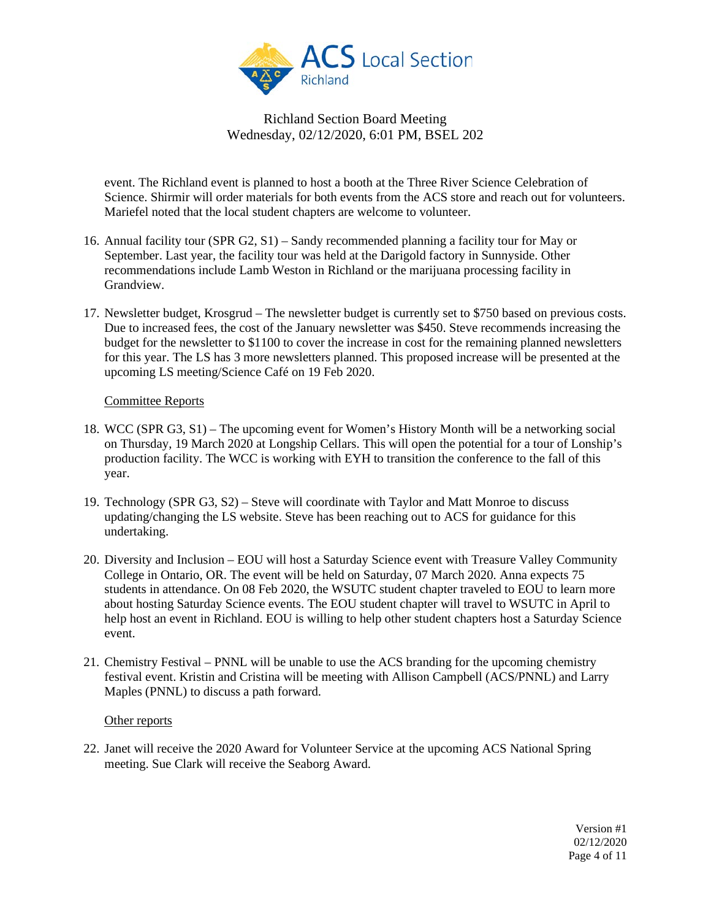event. The Richland event is planned to host a booth at the Three River Science Celebration of Science. Shirmir will order materials for both events from the ACS store and reach out for volunteers. Mariefel noted that the local student chapters are welcome to volunteer.

16. Annual facility tour (SPR G2, S1) – Sandy recommended planning a facility tour for May or September. Last year, the facility tour was held at the Darigold factory in Sunnyside. Other recommendations include Lamb Weston in Richland or the marijuana processing facility in Grandview.

17. Newsletter budget, Krosgrud – The newsletter budget is currently set to $750 based on previous costs. Due to increased fees, the cost of the January newsletter was $450. Steve recommends increasing the budget for the newsletter to $1100 to cover the increase in cost for the remaining planned newsletters for this year. The LS has 3 more newsletters planned. This proposed increase will be presented at the upcoming LS meeting/Science Café on 19 Feb 2020.

<u>Committee Reports</u>

18. WCC (SPR G3, S1) – The upcoming event for Women's History Month will be a networking social on Thursday, 19 March 2020 at Longship Cellars. This will open the potential for a tour of Lonship's production facility. The WCC is working with EYH to transition the conference to the fall of this year.

19. Technology (SPR G3, S2) – Steve will coordinate with Taylor and Matt Monroe to discuss updating/changing the LS website. Steve has been reaching out to ACS for guidance for this undertaking.

20. Diversity and Inclusion – EOU will host a Saturday Science event with Treasure Valley Community College in Ontario, OR. The event will be held on Saturday, 07 March 2020. Anna expects 75 students in attendance. On 08 Feb 2020, the WSUTC student chapter traveled to EOU to learn more about hosting Saturday Science events. The EOU student chapter will travel to WSUTC in April to help host an event in Richland. EOU is willing to help other student chapters host a Saturday Science event.

21. Chemistry Festival – PNNL will be unable to use the ACS branding for the upcoming chemistry festival event. Kristin and Cristina will be meeting with Allison Campbell (ACS/PNNL) and Larry Maples (PNNL) to discuss a path forward.

<u>Other reports</u>

22. Janet will receive the 2020 Award for Volunteer Service at the upcoming ACS National Spring meeting. Sue Clark will receive the Seaborg Award.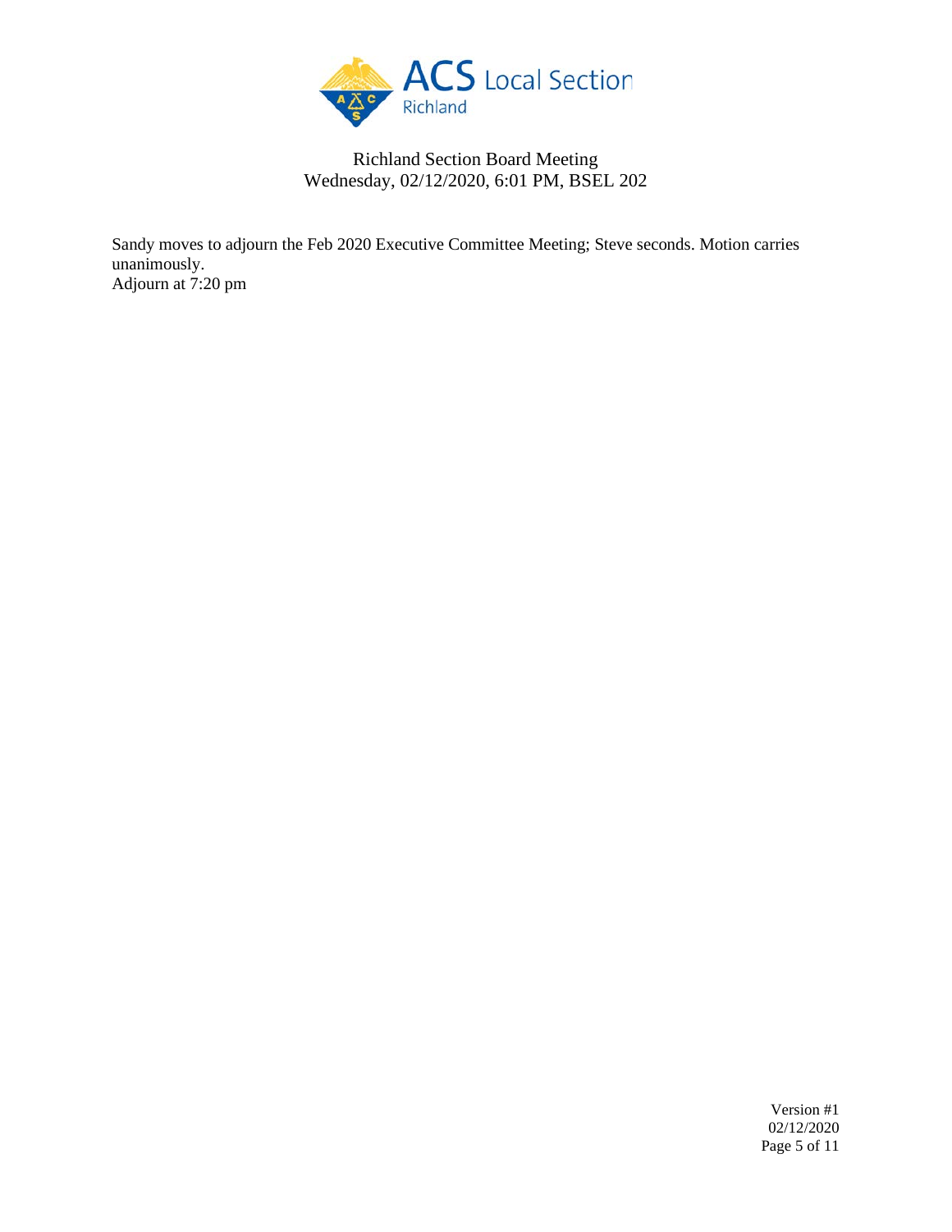Sandy moves to adjourn the Feb 2020 Executive Committee Meeting; Steve seconds. Motion carries unanimously.
Adjourn at 7:20 pm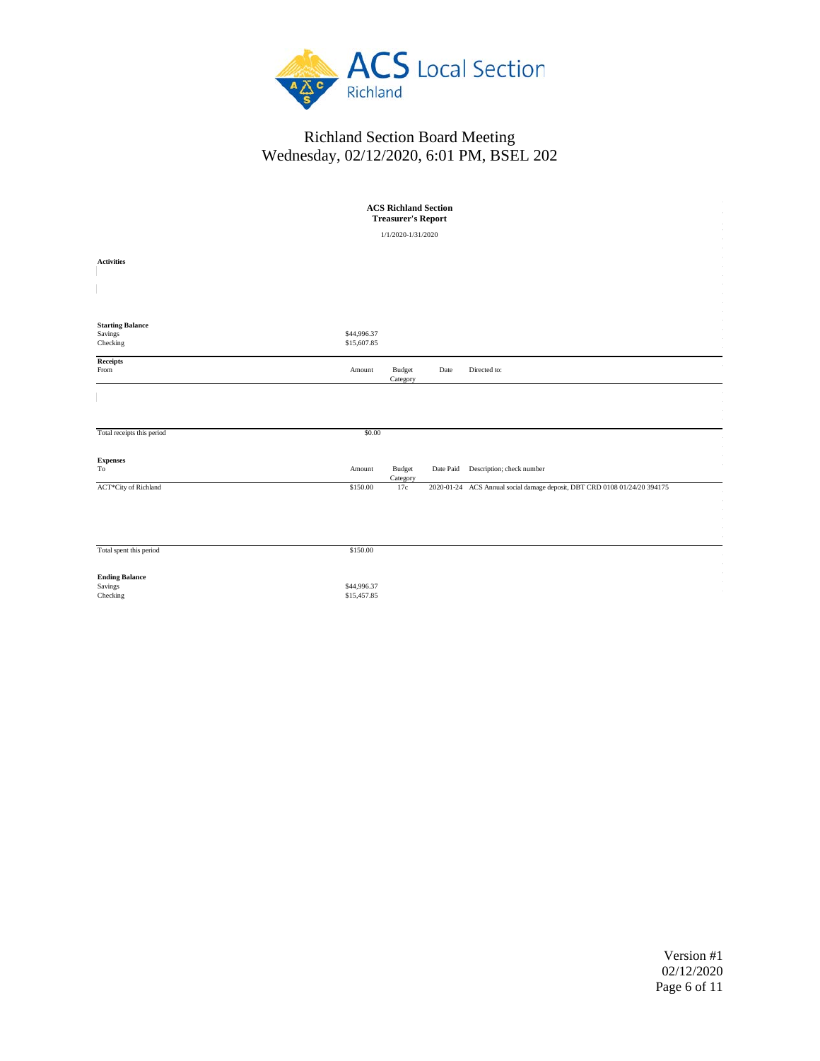# Richland Section Board Meeting

Wednesday, 02/12/2020, 6:01 PM, BSEL 202

**ACS Richland Section**
**Treasurer's Report**

1/1/2020-1/31/2020

**Activities**

**Starting Balance**

| | |
|---|---|
| Savings | $44,996.37 |
| Checking | $15,607.85 |

**Receipts**

| From | Amount | Budget Category | Date | Directed to: |
|---|---|---|---|---|
| Total receipts this period | $0.00 | | | |

**Expenses**

| To | Amount | Budget Category | Date Paid | Description; check number |
|---|---|---|---|---|
| ACT*City of Richland | $150.00 | 17c | 2020-01-24 | ACS Annual social damage deposit, DBT CRD 0108 01/24/20 394175 |
| Total spent this period | $150.00 | | | |

**Ending Balance**

| | |
|---|---|
| Savings | $44,996.37 |
| Checking | $15,457.85 |

Version #1
02/12/2020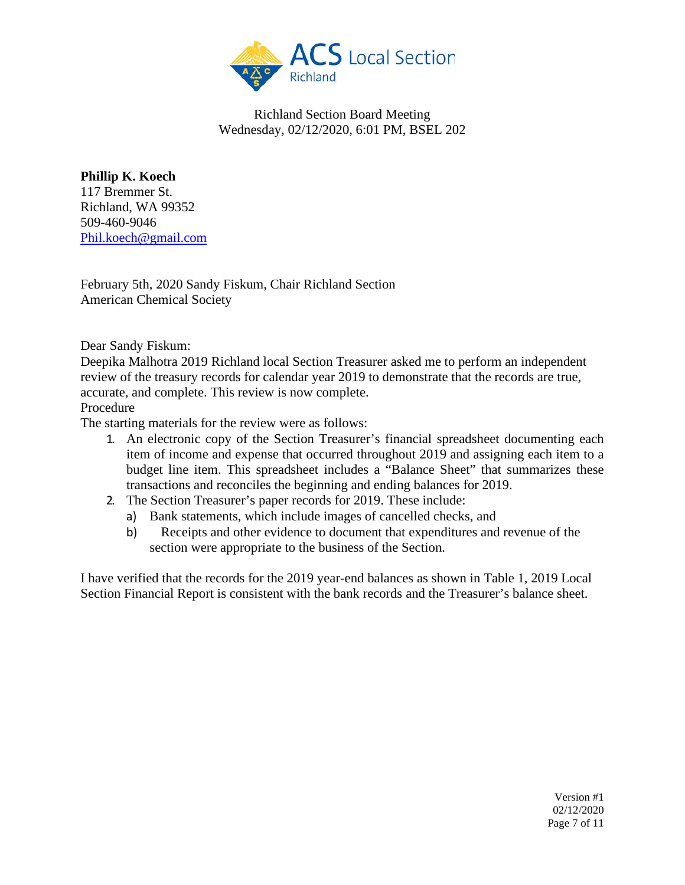Richland Section Board Meeting
Wednesday, 02/12/2020, 6:01 PM, BSEL 202

**Phillip K. Koech**
117 Bremmer St.
Richland, WA 99352
509-460-9046
Phil.koech@gmail.com

February 5th, 2020 Sandy Fiskum, Chair Richland Section
American Chemical Society

Dear Sandy Fiskum:

Deepika Malhotra 2019 Richland local Section Treasurer asked me to perform an independent review of the treasury records for calendar year 2019 to demonstrate that the records are true, accurate, and complete. This review is now complete.

Procedure

The starting materials for the review were as follows:

1. An electronic copy of the Section Treasurer's financial spreadsheet documenting each item of income and expense that occurred throughout 2019 and assigning each item to a budget line item. This spreadsheet includes a "Balance Sheet" that summarizes these transactions and reconciles the beginning and ending balances for 2019.
2. The Section Treasurer's paper records for 2019. These include:
   a) Bank statements, which include images of cancelled checks, and
   b) Receipts and other evidence to document that expenditures and revenue of the section were appropriate to the business of the Section.

I have verified that the records for the 2019 year-end balances as shown in Table 1, 2019 Local Section Financial Report is consistent with the bank records and the Treasurer's balance sheet.

Version #1
02/12/2020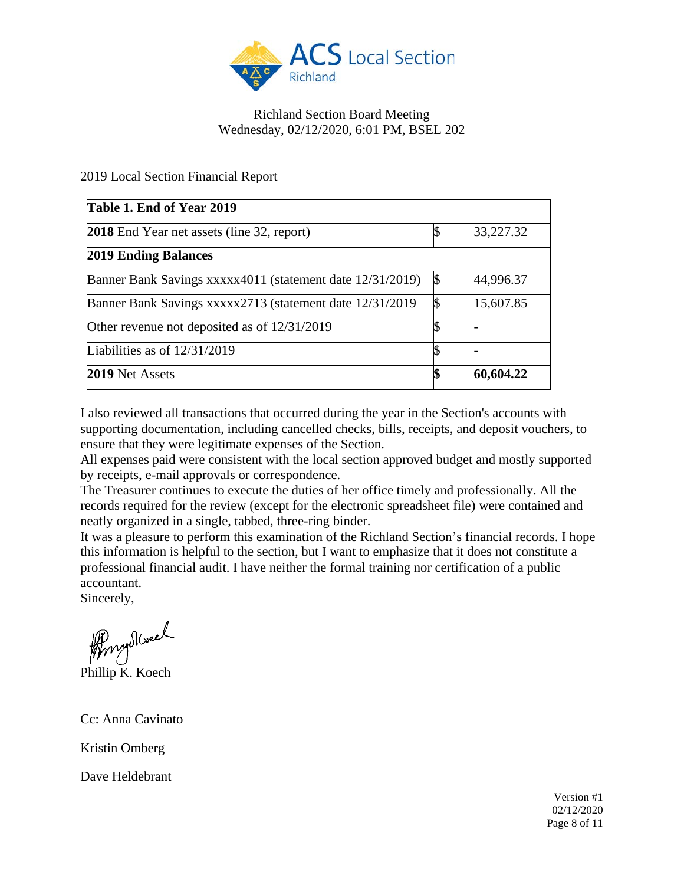Richland Section Board Meeting
Wednesday, 02/12/2020, 6:01 PM, BSEL 202

2019 Local Section Financial Report

| **Table 1. End of Year 2019** | | |
|---|---|---|
| **2018** End Year net assets (line 32, report) | $ | 33,227.32 |
| **2019 Ending Balances** | | |
| Banner Bank Savings xxxxx4011 (statement date 12/31/2019) | $ | 44,996.37 |
| Banner Bank Savings xxxxx2713 (statement date 12/31/2019 | $ | 15,607.85 |
| Other revenue not deposited as of 12/31/2019 | $ | - |
| Liabilities as of 12/31/2019 | $ | - |
| **2019** Net Assets | **$** | **60,604.22** |

I also reviewed all transactions that occurred during the year in the Section's accounts with supporting documentation, including cancelled checks, bills, receipts, and deposit vouchers, to ensure that they were legitimate expenses of the Section.
All expenses paid were consistent with the local section approved budget and mostly supported by receipts, e-mail approvals or correspondence.
The Treasurer continues to execute the duties of her office timely and professionally. All the records required for the review (except for the electronic spreadsheet file) were contained and neatly organized in a single, tabbed, three-ring binder.
It was a pleasure to perform this examination of the Richland Section's financial records. I hope this information is helpful to the section, but I want to emphasize that it does not constitute a professional financial audit. I have neither the formal training nor certification of a public accountant.
Sincerely,

Phillip K. Koech

Cc: Anna Cavinato

Kristin Omberg

Dave Heldebrant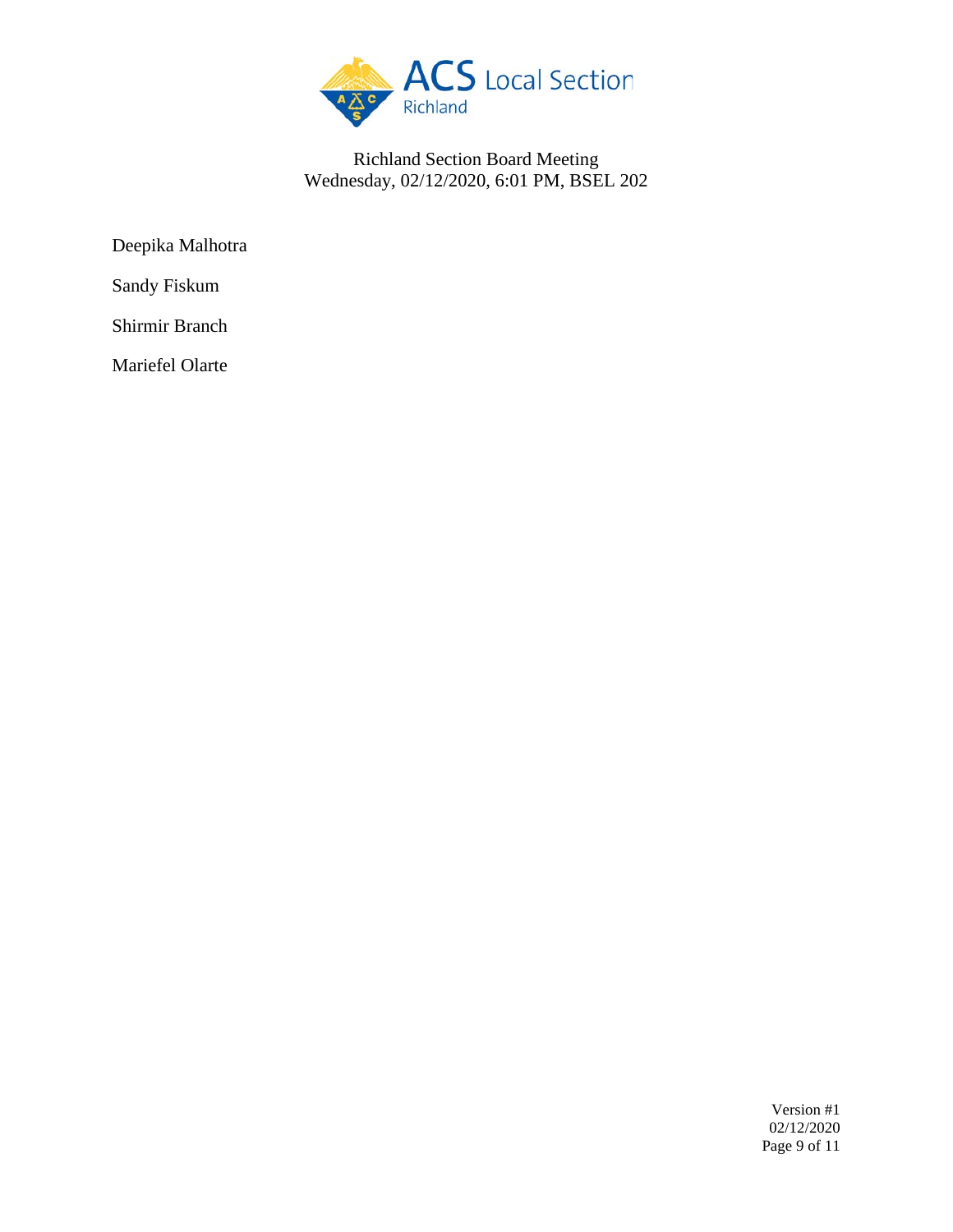Deepika Malhotra

Sandy Fiskum

Shirmir Branch

Mariefel Olarte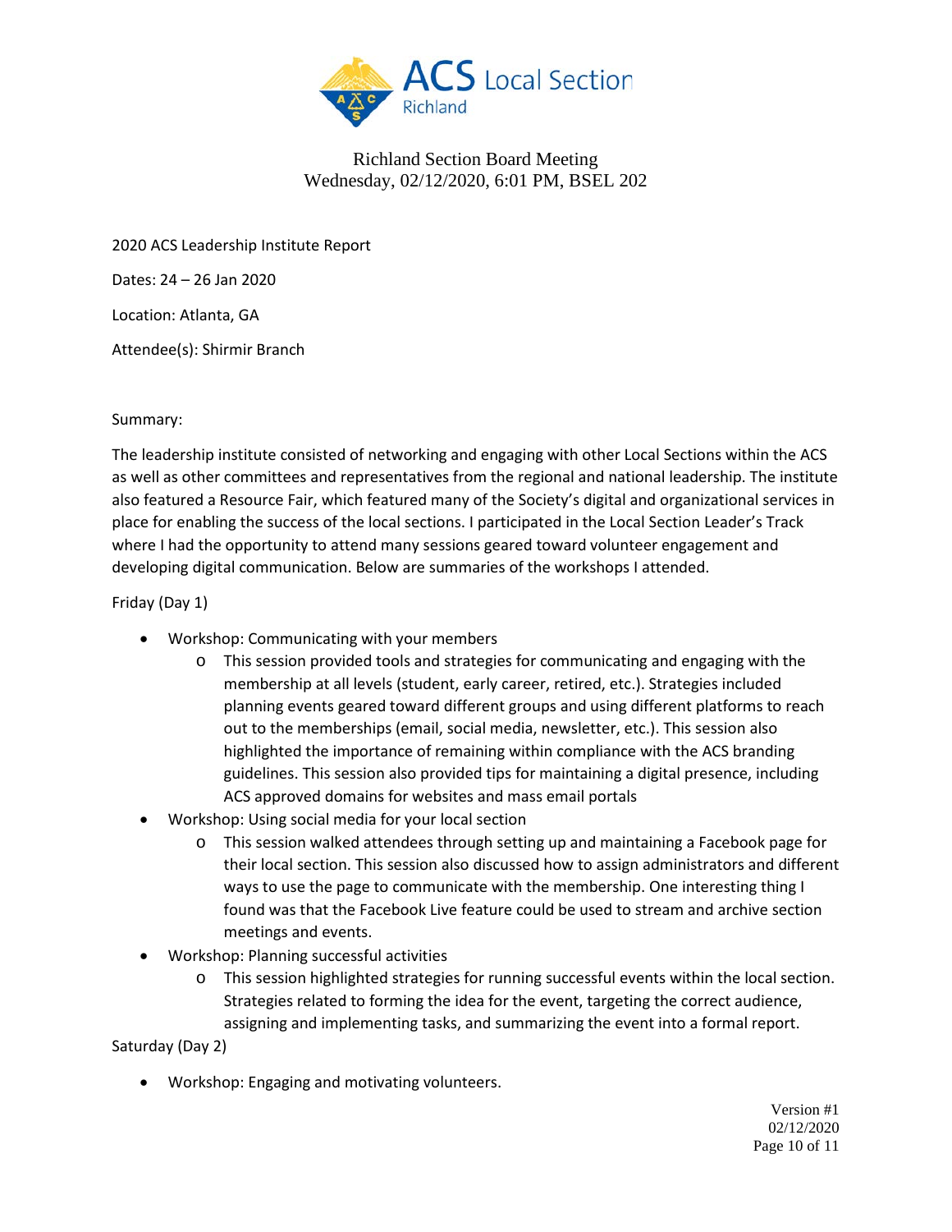Richland Section Board Meeting
Wednesday, 02/12/2020, 6:01 PM, BSEL 202

2020 ACS Leadership Institute Report

Dates: 24 – 26 Jan 2020

Location: Atlanta, GA

Attendee(s): Shirmir Branch

Summary:

The leadership institute consisted of networking and engaging with other Local Sections within the ACS as well as other committees and representatives from the regional and national leadership. The institute also featured a Resource Fair, which featured many of the Society's digital and organizational services in place for enabling the success of the local sections. I participated in the Local Section Leader's Track where I had the opportunity to attend many sessions geared toward volunteer engagement and developing digital communication. Below are summaries of the workshops I attended.

Friday (Day 1)

- Workshop: Communicating with your members
  - This session provided tools and strategies for communicating and engaging with the membership at all levels (student, early career, retired, etc.). Strategies included planning events geared toward different groups and using different platforms to reach out to the memberships (email, social media, newsletter, etc.). This session also highlighted the importance of remaining within compliance with the ACS branding guidelines. This session also provided tips for maintaining a digital presence, including ACS approved domains for websites and mass email portals
- Workshop: Using social media for your local section
  - This session walked attendees through setting up and maintaining a Facebook page for their local section. This session also discussed how to assign administrators and different ways to use the page to communicate with the membership. One interesting thing I found was that the Facebook Live feature could be used to stream and archive section meetings and events.
- Workshop: Planning successful activities
  - This session highlighted strategies for running successful events within the local section. Strategies related to forming the idea for the event, targeting the correct audience, assigning and implementing tasks, and summarizing the event into a formal report.

Saturday (Day 2)

- Workshop: Engaging and motivating volunteers.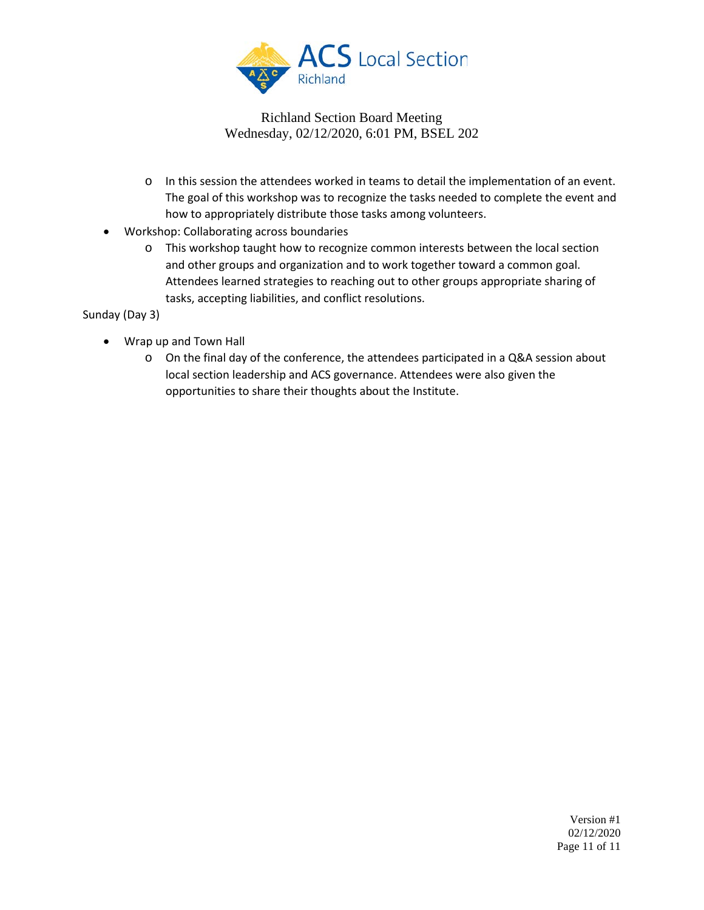- In this session the attendees worked in teams to detail the implementation of an event. The goal of this workshop was to recognize the tasks needed to complete the event and how to appropriately distribute those tasks among volunteers.
- Workshop: Collaborating across boundaries
  - This workshop taught how to recognize common interests between the local section and other groups and organization and to work together toward a common goal. Attendees learned strategies to reaching out to other groups appropriate sharing of tasks, accepting liabilities, and conflict resolutions.

Sunday (Day 3)

- Wrap up and Town Hall
  - On the final day of the conference, the attendees participated in a Q&A session about local section leadership and ACS governance. Attendees were also given the opportunities to share their thoughts about the Institute.